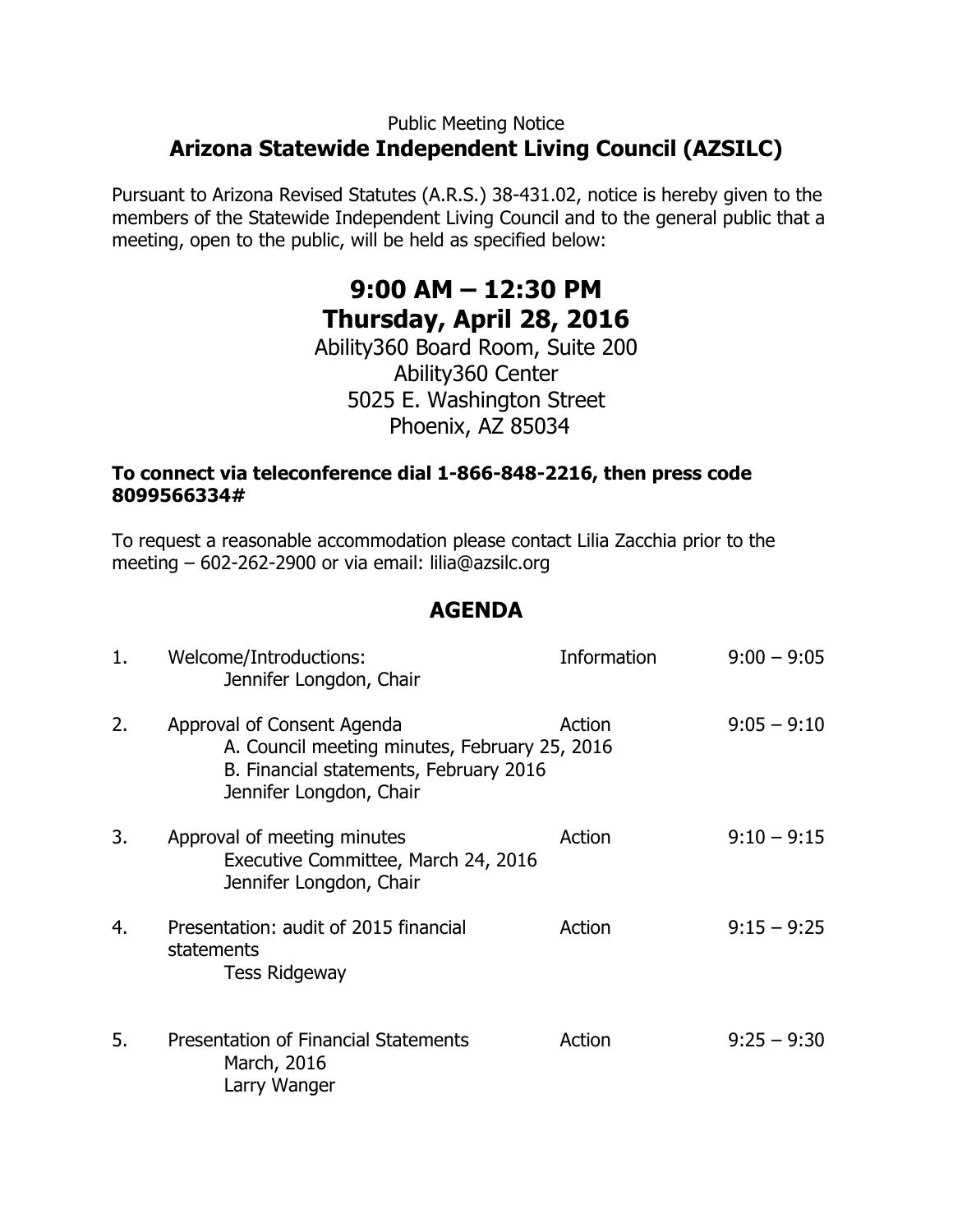Public Meeting Notice

# Arizona Statewide Independent Living Council (AZSILC)

Pursuant to Arizona Revised Statutes (A.R.S.) 38-431.02, notice is hereby given to the members of the Statewide Independent Living Council and to the general public that a meeting, open to the public, will be held as specified below:

## 9:00 AM – 12:30 PM
## Thursday, April 28, 2016

Ability360 Board Room, Suite 200
Ability360 Center
5025 E. Washington Street
Phoenix, AZ 85034

**To connect via teleconference dial 1-866-848-2216, then press code 8099566334#**

To request a reasonable accommodation please contact Lilia Zacchia prior to the meeting – 602-262-2900 or via email: lilia@azsilc.org

## AGENDA

| | Item | Type | Time |
|---|---|---|---|
| 1. | Welcome/Introductions:<br>Jennifer Longdon, Chair | Information | 9:00 – 9:05 |
| 2. | Approval of Consent Agenda<br>A. Council meeting minutes, February 25, 2016<br>B. Financial statements, February 2016<br>Jennifer Longdon, Chair | Action | 9:05 – 9:10 |
| 3. | Approval of meeting minutes<br>Executive Committee, March 24, 2016<br>Jennifer Longdon, Chair | Action | 9:10 – 9:15 |
| 4. | Presentation: audit of 2015 financial statements<br>Tess Ridgeway | Action | 9:15 – 9:25 |
| 5. | Presentation of Financial Statements<br>March, 2016<br>Larry Wanger | Action | 9:25 – 9:30 |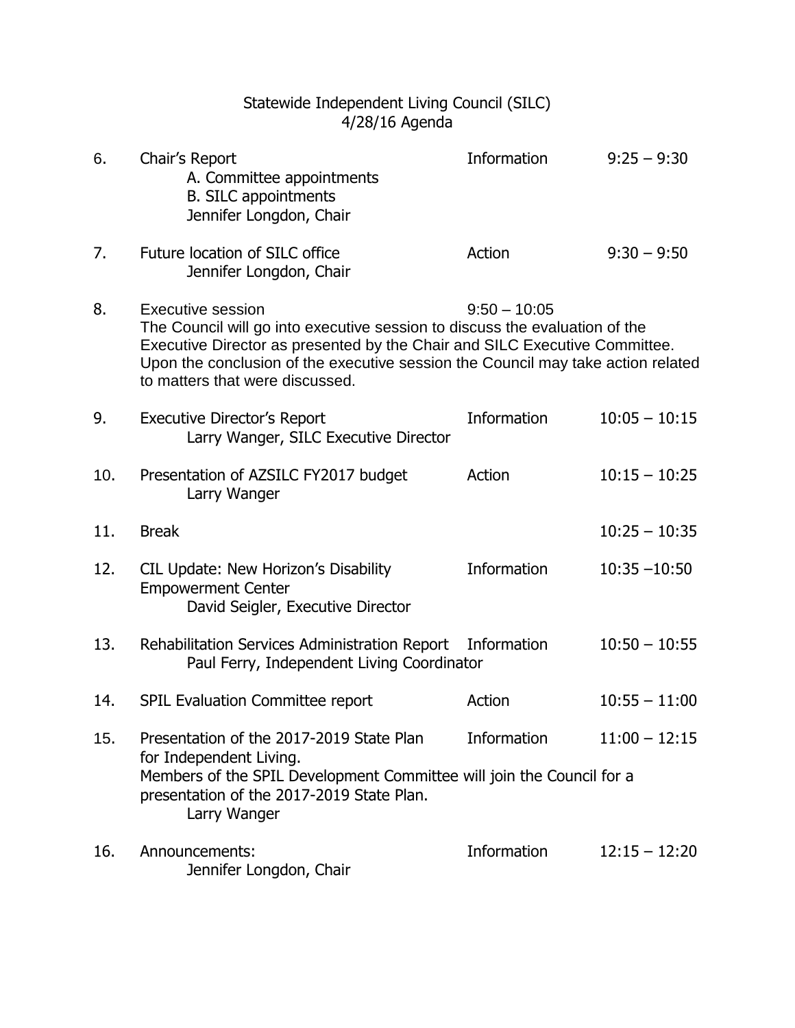Statewide Independent Living Council (SILC)
4/28/16 Agenda

6. Chair's Report — Information — 9:25 – 9:30
   A. Committee appointments
   B. SILC appointments
   Jennifer Longdon, Chair

7. Future location of SILC office — Action — 9:30 – 9:50
   Jennifer Longdon, Chair

8. Executive session — 9:50 – 10:05
   The Council will go into executive session to discuss the evaluation of the Executive Director as presented by the Chair and SILC Executive Committee. Upon the conclusion of the executive session the Council may take action related to matters that were discussed.

9. Executive Director's Report — Information — 10:05 – 10:15
   Larry Wanger, SILC Executive Director

10. Presentation of AZSILC FY2017 budget — Action — 10:15 – 10:25
    Larry Wanger

11. Break — 10:25 – 10:35

12. CIL Update: New Horizon's Disability Empowerment Center — Information — 10:35 –10:50
    David Seigler, Executive Director

13. Rehabilitation Services Administration Report — Information — 10:50 – 10:55
    Paul Ferry, Independent Living Coordinator

14. SPIL Evaluation Committee report — Action — 10:55 – 11:00

15. Presentation of the 2017-2019 State Plan for Independent Living. — Information — 11:00 – 12:15
    Members of the SPIL Development Committee will join the Council for a presentation of the 2017-2019 State Plan.
    Larry Wanger

16. Announcements: — Information — 12:15 – 12:20
    Jennifer Longdon, Chair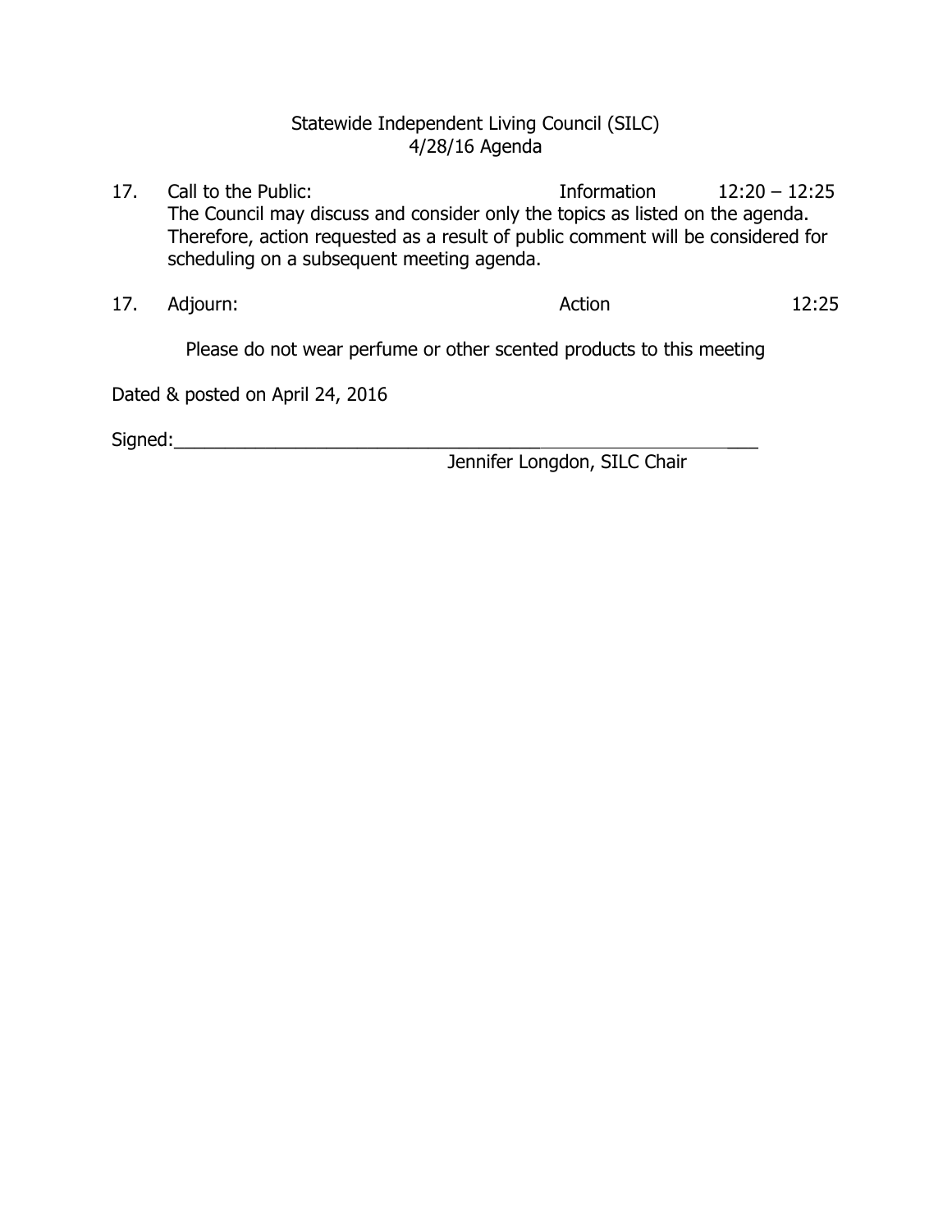Statewide Independent Living Council (SILC)
4/28/16 Agenda

17. Call to the Public: Information 12:20 – 12:25
    The Council may discuss and consider only the topics as listed on the agenda. Therefore, action requested as a result of public comment will be considered for scheduling on a subsequent meeting agenda.

17. Adjourn: Action 12:25

Please do not wear perfume or other scented products to this meeting

Dated & posted on April 24, 2016

Signed:_______________________________________________________________

Jennifer Longdon, SILC Chair